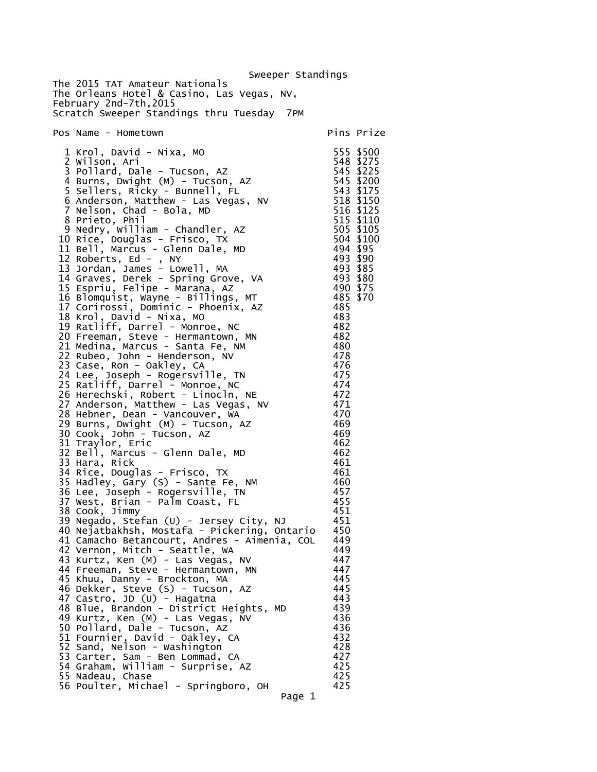# Sweeper Standings

The 2015 TAT Amateur Nationals
The Orleans Hotel & Casino, Las Vegas, NV,
February 2nd-7th,2015
Scratch Sweeper Standings thru Tuesday 7PM

| Pos | Name - Hometown | Pins | Prize |
|---|---|---|---|
| 1 | Krol, David - Nixa, MO | 555 | $500 |
| 2 | Wilson, Ari | 548 | $275 |
| 3 | Pollard, Dale - Tucson, AZ | 545 | $225 |
| 4 | Burns, Dwight (M) - Tucson, AZ | 545 | $200 |
| 5 | Sellers, Ricky - Bunnell, FL | 543 | $175 |
| 6 | Anderson, Matthew - Las Vegas, NV | 518 | $150 |
| 7 | Nelson, Chad - Bola, MD | 516 | $125 |
| 8 | Prieto, Phil | 515 | $110 |
| 9 | Nedry, William - Chandler, AZ | 505 | $105 |
| 10 | Rice, Douglas - Frisco, TX | 504 | $100 |
| 11 | Bell, Marcus - Glenn Dale, MD | 494 | $95 |
| 12 | Roberts, Ed - , NY | 493 | $90 |
| 13 | Jordan, James - Lowell, MA | 493 | $85 |
| 14 | Graves, Derek - Spring Grove, VA | 493 | $80 |
| 15 | Espriu, Felipe - Marana, AZ | 490 | $75 |
| 16 | Blomquist, Wayne - Billings, MT | 485 | $70 |
| 17 | Corirossi, Dominic - Phoenix, AZ | 485 | |
| 18 | Krol, David - Nixa, MO | 483 | |
| 19 | Ratliff, Darrel - Monroe, NC | 482 | |
| 20 | Freeman, Steve - Hermantown, MN | 482 | |
| 21 | Medina, Marcus - Santa Fe, NM | 480 | |
| 22 | Rubeo, John - Henderson, NV | 478 | |
| 23 | Case, Ron - Oakley, CA | 476 | |
| 24 | Lee, Joseph - Rogersville, TN | 475 | |
| 25 | Ratliff, Darrel - Monroe, NC | 474 | |
| 26 | Herechski, Robert - Linocln, NE | 472 | |
| 27 | Anderson, Matthew - Las Vegas, NV | 471 | |
| 28 | Hebner, Dean - Vancouver, WA | 470 | |
| 29 | Burns, Dwight (M) - Tucson, AZ | 469 | |
| 30 | Cook, John - Tucson, AZ | 469 | |
| 31 | Traylor, Eric | 462 | |
| 32 | Bell, Marcus - Glenn Dale, MD | 462 | |
| 33 | Hara, Rick | 461 | |
| 34 | Rice, Douglas - Frisco, TX | 461 | |
| 35 | Hadley, Gary (S) - Sante Fe, NM | 460 | |
| 36 | Lee, Joseph - Rogersville, TN | 457 | |
| 37 | West, Brian - Palm Coast, FL | 455 | |
| 38 | Cook, Jimmy | 451 | |
| 39 | Negado, Stefan (U) - Jersey City, NJ | 451 | |
| 40 | Nejatbakhsh, Mostafa - Pickering, Ontario | 450 | |
| 41 | Camacho Betancourt, Andres - Aimenia, COL | 449 | |
| 42 | Vernon, Mitch - Seattle, WA | 449 | |
| 43 | Kurtz, Ken (M) - Las Vegas, NV | 447 | |
| 44 | Freeman, Steve - Hermantown, MN | 447 | |
| 45 | Khuu, Danny - Brockton, MA | 445 | |
| 46 | Dekker, Steve (S) - Tucson, AZ | 445 | |
| 47 | Castro, JD (U) - Hagatna | 443 | |
| 48 | Blue, Brandon - District Heights, MD | 439 | |
| 49 | Kurtz, Ken (M) - Las Vegas, NV | 436 | |
| 50 | Pollard, Dale - Tucson, AZ | 436 | |
| 51 | Fournier, David - Oakley, CA | 432 | |
| 52 | Sand, Nelson - Washington | 428 | |
| 53 | Carter, Sam - Ben Lommad, CA | 427 | |
| 54 | Graham, William - Surprise, AZ | 425 | |
| 55 | Nadeau, Chase | 425 | |
| 56 | Poulter, Michael - Springboro, OH | 425 | |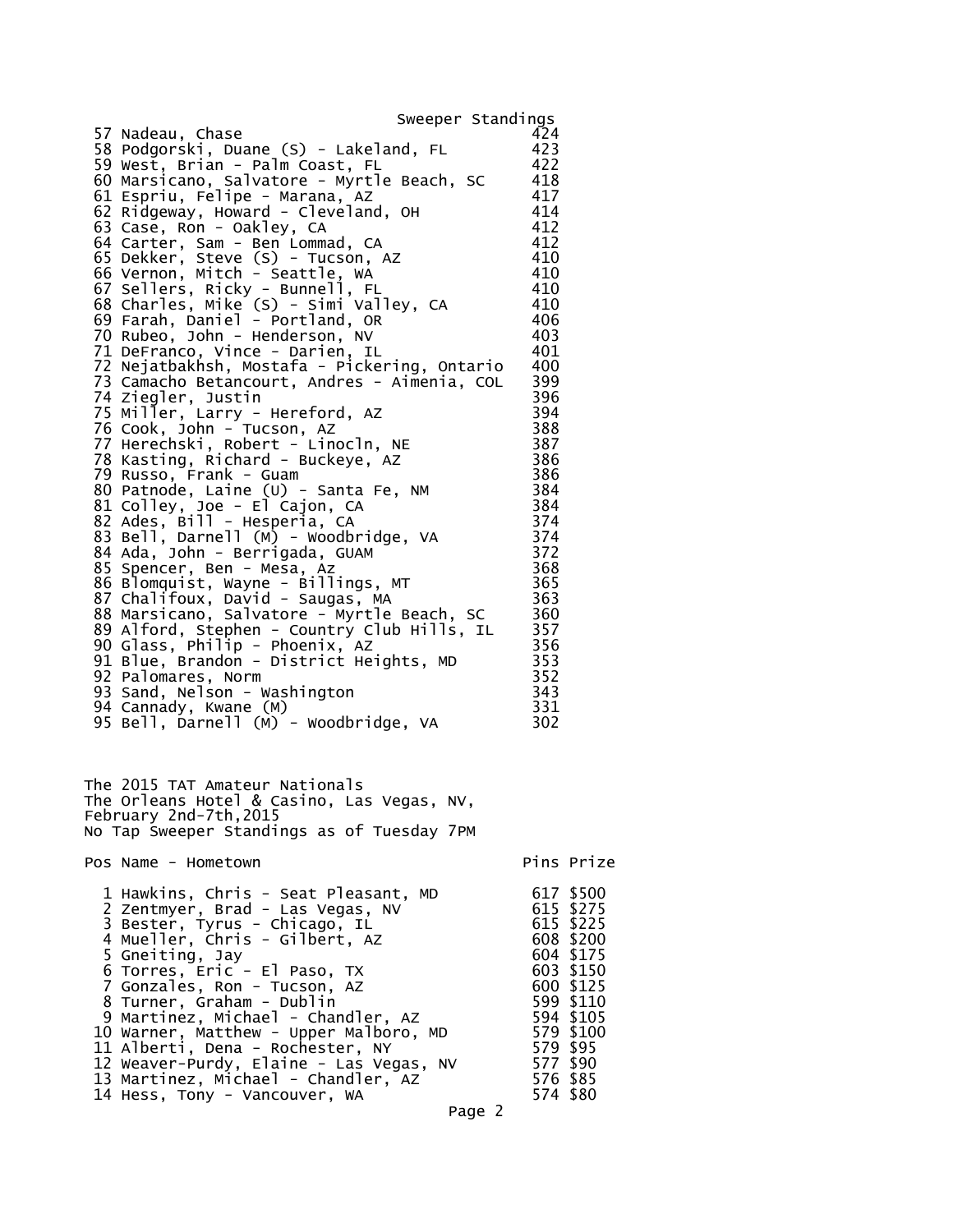Sweeper Standings

| Pos | Name - Hometown | Pins |
|---|---|---|
| 57 | Nadeau, Chase | 424 |
| 58 | Podgorski, Duane (S) - Lakeland, FL | 423 |
| 59 | West, Brian - Palm Coast, FL | 422 |
| 60 | Marsicano, Salvatore - Myrtle Beach, SC | 418 |
| 61 | Espriu, Felipe - Marana, AZ | 417 |
| 62 | Ridgeway, Howard - Cleveland, OH | 414 |
| 63 | Case, Ron - Oakley, CA | 412 |
| 64 | Carter, Sam - Ben Lommad, CA | 412 |
| 65 | Dekker, Steve (S) - Tucson, AZ | 410 |
| 66 | Vernon, Mitch - Seattle, WA | 410 |
| 67 | Sellers, Ricky - Bunnell, FL | 410 |
| 68 | Charles, Mike (S) - Simi Valley, CA | 410 |
| 69 | Farah, Daniel - Portland, OR | 406 |
| 70 | Rubeo, John - Henderson, NV | 403 |
| 71 | DeFranco, Vince - Darien, IL | 401 |
| 72 | Nejatbakhsh, Mostafa - Pickering, Ontario | 400 |
| 73 | Camacho Betancourt, Andres - Aimenia, COL | 399 |
| 74 | Ziegler, Justin | 396 |
| 75 | Miller, Larry - Hereford, AZ | 394 |
| 76 | Cook, John - Tucson, AZ | 388 |
| 77 | Herechski, Robert - Linocln, NE | 387 |
| 78 | Kasting, Richard - Buckeye, AZ | 386 |
| 79 | Russo, Frank - Guam | 386 |
| 80 | Patnode, Laine (U) - Santa Fe, NM | 384 |
| 81 | Colley, Joe - El Cajon, CA | 384 |
| 82 | Ades, Bill - Hesperia, CA | 374 |
| 83 | Bell, Darnell (M) - Woodbridge, VA | 374 |
| 84 | Ada, John - Berrigada, GUAM | 372 |
| 85 | Spencer, Ben - Mesa, AZ | 368 |
| 86 | Blomquist, Wayne - Billings, MT | 365 |
| 87 | Chalifoux, David - Saugas, MA | 363 |
| 88 | Marsicano, Salvatore - Myrtle Beach, SC | 360 |
| 89 | Alford, Stephen - Country Club Hills, IL | 357 |
| 90 | Glass, Philip - Phoenix, AZ | 356 |
| 91 | Blue, Brandon - District Heights, MD | 353 |
| 92 | Palomares, Norm | 352 |
| 93 | Sand, Nelson - Washington | 343 |
| 94 | Cannady, Kwane (M) | 331 |
| 95 | Bell, Darnell (M) - Woodbridge, VA | 302 |

The 2015 TAT Amateur Nationals
The Orleans Hotel & Casino, Las Vegas, NV,
February 2nd-7th,2015
No Tap Sweeper Standings as of Tuesday 7PM

| Pos | Name - Hometown | Pins | Prize |
|---|---|---|---|
| 1 | Hawkins, Chris - Seat Pleasant, MD | 617 | $500 |
| 2 | Zentmyer, Brad - Las Vegas, NV | 615 | $275 |
| 3 | Bester, Tyrus - Chicago, IL | 615 | $225 |
| 4 | Mueller, Chris - Gilbert, AZ | 608 | $200 |
| 5 | Gneiting, Jay | 604 | $175 |
| 6 | Torres, Eric - El Paso, TX | 603 | $150 |
| 7 | Gonzales, Ron - Tucson, AZ | 600 | $125 |
| 8 | Turner, Graham - Dublin | 599 | $110 |
| 9 | Martinez, Michael - Chandler, AZ | 594 | $105 |
| 10 | Warner, Matthew - Upper Malboro, MD | 579 | $100 |
| 11 | Alberti, Dena - Rochester, NY | 579 | $95 |
| 12 | Weaver-Purdy, Elaine - Las Vegas, NV | 577 | $90 |
| 13 | Martinez, Michael - Chandler, AZ | 576 | $85 |
| 14 | Hess, Tony - Vancouver, WA | 574 | $80 |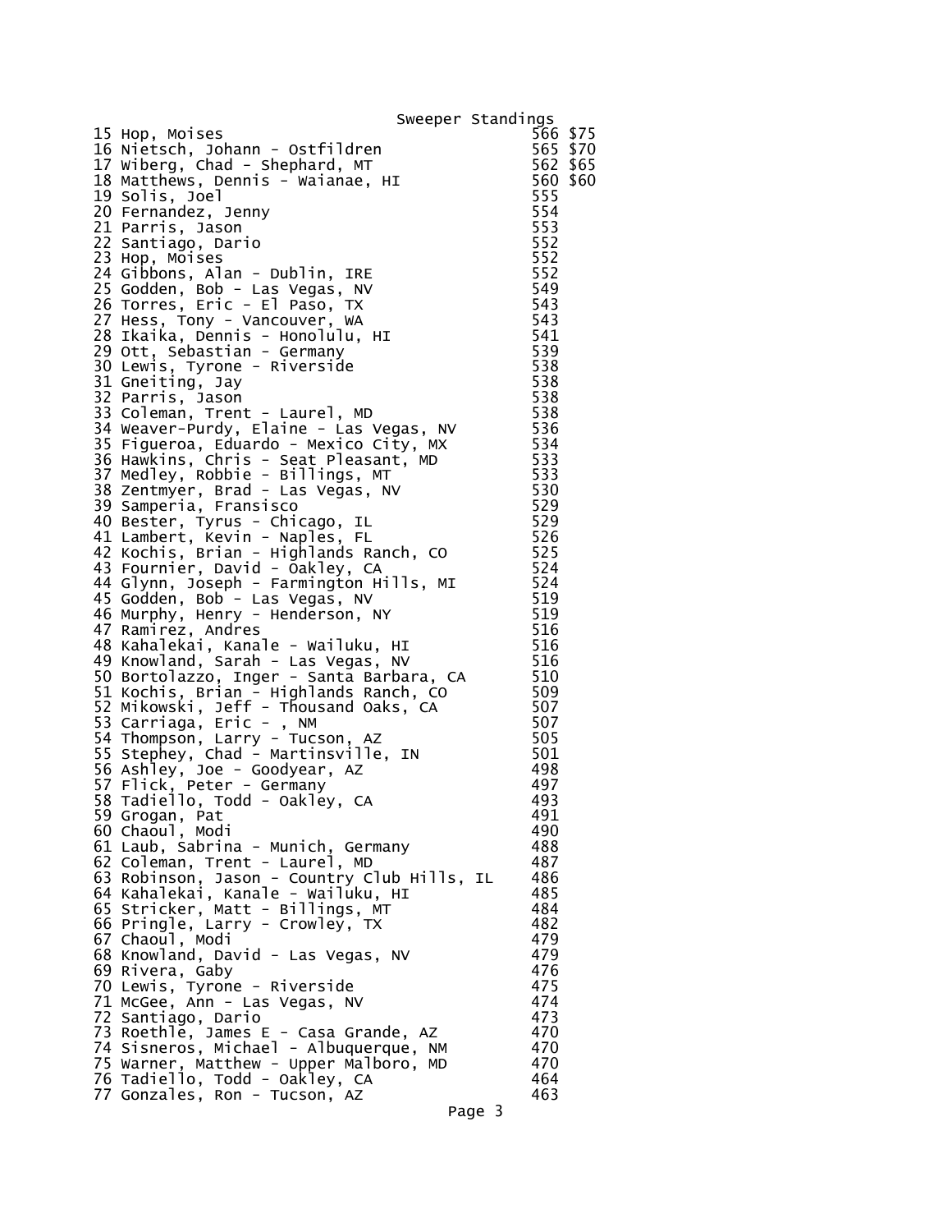Sweeper Standings

| | | | |
|---|---|---|---|
| 15 | Hop, Moises | 566 | $75 |
| 16 | Nietsch, Johann - Ostfildren | 565 | $70 |
| 17 | Wiberg, Chad - Shephard, MT | 562 | $65 |
| 18 | Matthews, Dennis - Waianae, HI | 560 | $60 |
| 19 | Solis, Joel | 555 | |
| 20 | Fernandez, Jenny | 554 | |
| 21 | Parris, Jason | 553 | |
| 22 | Santiago, Dario | 552 | |
| 23 | Hop, Moises | 552 | |
| 24 | Gibbons, Alan - Dublin, IRE | 552 | |
| 25 | Godden, Bob - Las Vegas, NV | 549 | |
| 26 | Torres, Eric - El Paso, TX | 543 | |
| 27 | Hess, Tony - Vancouver, WA | 543 | |
| 28 | Ikaika, Dennis - Honolulu, HI | 541 | |
| 29 | Ott, Sebastian - Germany | 539 | |
| 30 | Lewis, Tyrone - Riverside | 538 | |
| 31 | Gneiting, Jay | 538 | |
| 32 | Parris, Jason | 538 | |
| 33 | Coleman, Trent - Laurel, MD | 538 | |
| 34 | Weaver-Purdy, Elaine - Las Vegas, NV | 536 | |
| 35 | Figueroa, Eduardo - Mexico City, MX | 534 | |
| 36 | Hawkins, Chris - Seat Pleasant, MD | 533 | |
| 37 | Medley, Robbie - Billings, MT | 533 | |
| 38 | Zentmyer, Brad - Las Vegas, NV | 530 | |
| 39 | Samperia, Fransisco | 529 | |
| 40 | Bester, Tyrus - Chicago, IL | 529 | |
| 41 | Lambert, Kevin - Naples, FL | 526 | |
| 42 | Kochis, Brian - Highlands Ranch, CO | 525 | |
| 43 | Fournier, David - Oakley, CA | 524 | |
| 44 | Glynn, Joseph - Farmington Hills, MI | 524 | |
| 45 | Godden, Bob - Las Vegas, NV | 519 | |
| 46 | Murphy, Henry - Henderson, NY | 519 | |
| 47 | Ramirez, Andres | 516 | |
| 48 | Kahalekai, Kanale - Wailuku, HI | 516 | |
| 49 | Knowland, Sarah - Las Vegas, NV | 516 | |
| 50 | Bortolazzo, Inger - Santa Barbara, CA | 510 | |
| 51 | Kochis, Brian - Highlands Ranch, CO | 509 | |
| 52 | Mikowski, Jeff - Thousand Oaks, CA | 507 | |
| 53 | Carriaga, Eric - , NM | 507 | |
| 54 | Thompson, Larry - Tucson, AZ | 505 | |
| 55 | Stephey, Chad - Martinsville, IN | 501 | |
| 56 | Ashley, Joe - Goodyear, AZ | 498 | |
| 57 | Flick, Peter - Germany | 497 | |
| 58 | Tadiello, Todd - Oakley, CA | 493 | |
| 59 | Grogan, Pat | 491 | |
| 60 | Chaoul, Modi | 490 | |
| 61 | Laub, Sabrina - Munich, Germany | 488 | |
| 62 | Coleman, Trent - Laurel, MD | 487 | |
| 63 | Robinson, Jason - Country Club Hills, IL | 486 | |
| 64 | Kahalekai, Kanale - Wailuku, HI | 485 | |
| 65 | Stricker, Matt - Billings, MT | 484 | |
| 66 | Pringle, Larry - Crowley, TX | 482 | |
| 67 | Chaoul, Modi | 479 | |
| 68 | Knowland, David - Las Vegas, NV | 479 | |
| 69 | Rivera, Gaby | 476 | |
| 70 | Lewis, Tyrone - Riverside | 475 | |
| 71 | McGee, Ann - Las Vegas, NV | 474 | |
| 72 | Santiago, Dario | 473 | |
| 73 | Roethle, James E - Casa Grande, AZ | 470 | |
| 74 | Sisneros, Michael - Albuquerque, NM | 470 | |
| 75 | Warner, Matthew - Upper Malboro, MD | 470 | |
| 76 | Tadiello, Todd - Oakley, CA | 464 | |
| 77 | Gonzales, Ron - Tucson, AZ | 463 | |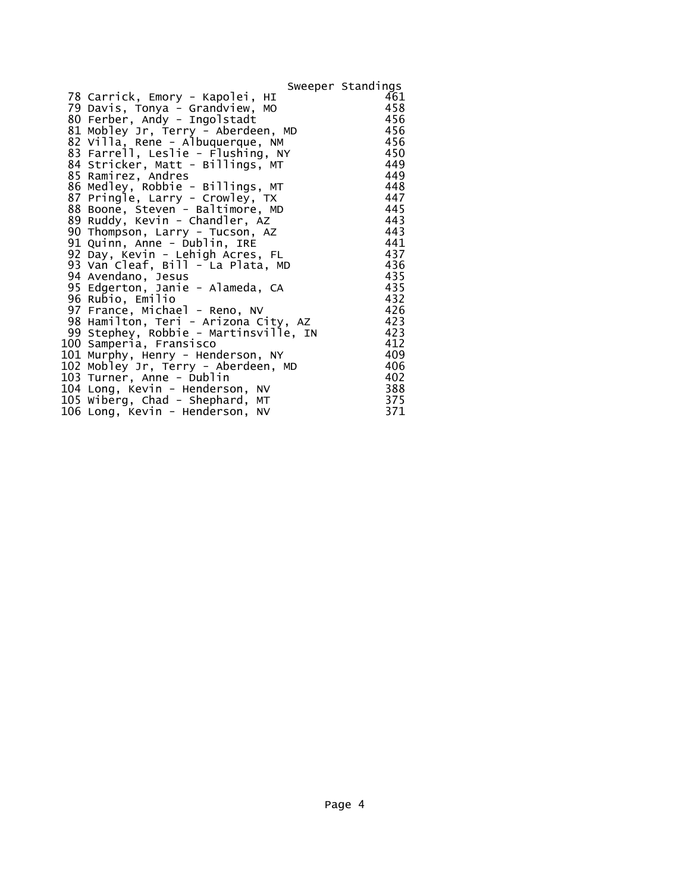Sweeper Standings

| | | |
|---|---|---|
| 78 | Carrick, Emory - Kapolei, HI | 461 |
| 79 | Davis, Tonya - Grandview, MO | 458 |
| 80 | Ferber, Andy - Ingolstadt | 456 |
| 81 | Mobley Jr, Terry - Aberdeen, MD | 456 |
| 82 | Villa, Rene - Albuquerque, NM | 456 |
| 83 | Farrell, Leslie - Flushing, NY | 450 |
| 84 | Stricker, Matt - Billings, MT | 449 |
| 85 | Ramirez, Andres | 449 |
| 86 | Medley, Robbie - Billings, MT | 448 |
| 87 | Pringle, Larry - Crowley, TX | 447 |
| 88 | Boone, Steven - Baltimore, MD | 445 |
| 89 | Ruddy, Kevin - Chandler, AZ | 443 |
| 90 | Thompson, Larry - Tucson, AZ | 443 |
| 91 | Quinn, Anne - Dublin, IRE | 441 |
| 92 | Day, Kevin - Lehigh Acres, FL | 437 |
| 93 | Van Cleaf, Bill - La Plata, MD | 436 |
| 94 | Avendano, Jesus | 435 |
| 95 | Edgerton, Janie - Alameda, CA | 435 |
| 96 | Rubio, Emilio | 432 |
| 97 | France, Michael - Reno, NV | 426 |
| 98 | Hamilton, Teri - Arizona City, AZ | 423 |
| 99 | Stephey, Robbie - Martinsville, IN | 423 |
| 100 | Samperia, Fransisco | 412 |
| 101 | Murphy, Henry - Henderson, NY | 409 |
| 102 | Mobley Jr, Terry - Aberdeen, MD | 406 |
| 103 | Turner, Anne - Dublin | 402 |
| 104 | Long, Kevin - Henderson, NV | 388 |
| 105 | Wiberg, Chad - Shephard, MT | 375 |
| 106 | Long, Kevin - Henderson, NV | 371 |